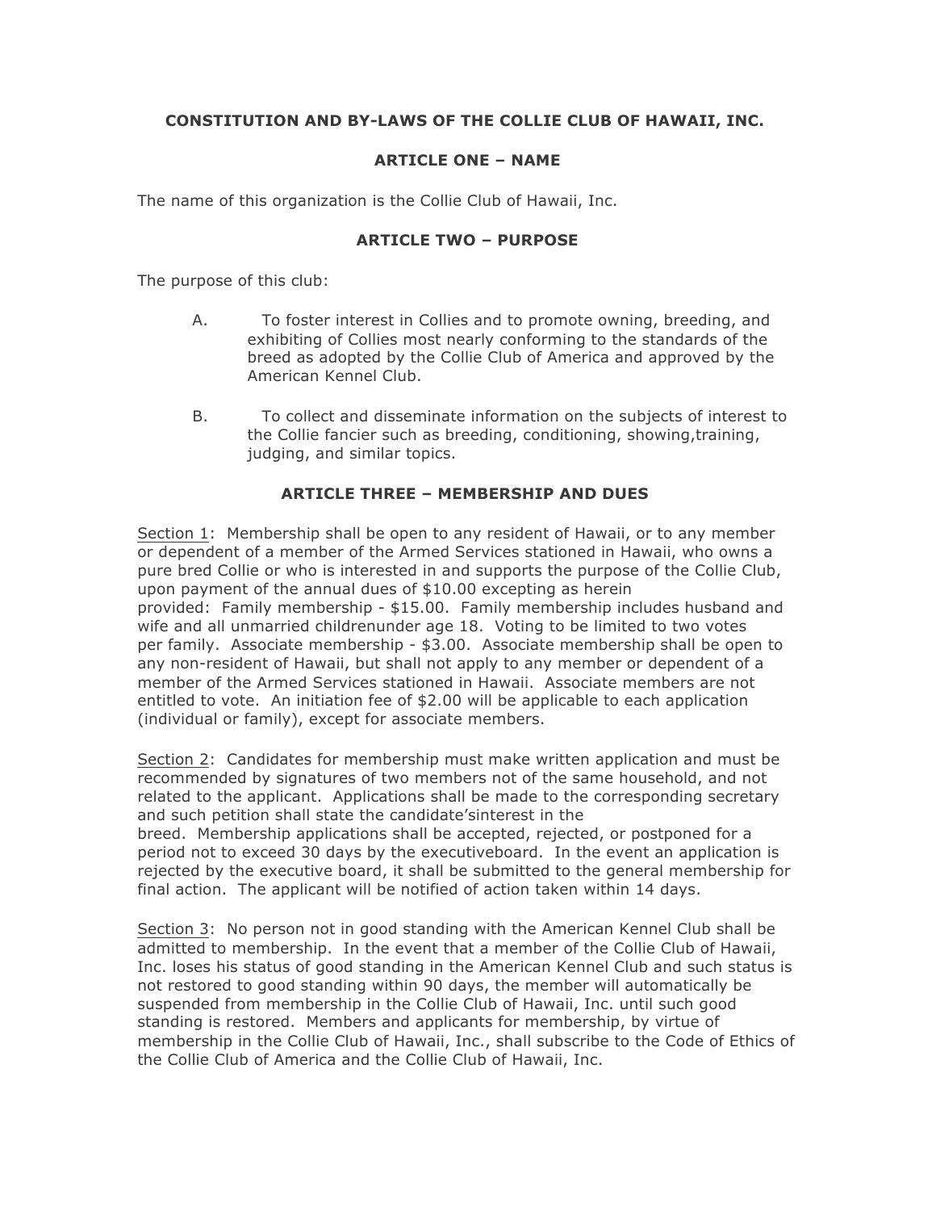# CONSTITUTION AND BY-LAWS OF THE COLLIE CLUB OF HAWAII, INC.

## ARTICLE ONE – NAME

The name of this organization is the Collie Club of Hawaii, Inc.

## ARTICLE TWO – PURPOSE

The purpose of this club:

A. To foster interest in Collies and to promote owning, breeding, and exhibiting of Collies most nearly conforming to the standards of the breed as adopted by the Collie Club of America and approved by the American Kennel Club.

B. To collect and disseminate information on the subjects of interest to the Collie fancier such as breeding, conditioning, showing,training, judging, and similar topics.

## ARTICLE THREE – MEMBERSHIP AND DUES

<u>Section 1</u>: Membership shall be open to any resident of Hawaii, or to any member or dependent of a member of the Armed Services stationed in Hawaii, who owns a pure bred Collie or who is interested in and supports the purpose of the Collie Club, upon payment of the annual dues of $10.00 excepting as herein provided: Family membership - $15.00. Family membership includes husband and wife and all unmarried childrenunder age 18. Voting to be limited to two votes per family. Associate membership - $3.00. Associate membership shall be open to any non-resident of Hawaii, but shall not apply to any member or dependent of a member of the Armed Services stationed in Hawaii. Associate members are not entitled to vote. An initiation fee of $2.00 will be applicable to each application (individual or family), except for associate members.

<u>Section 2</u>: Candidates for membership must make written application and must be recommended by signatures of two members not of the same household, and not related to the applicant. Applications shall be made to the corresponding secretary and such petition shall state the candidate'sinterest in the breed. Membership applications shall be accepted, rejected, or postponed for a period not to exceed 30 days by the executiveboard. In the event an application is rejected by the executive board, it shall be submitted to the general membership for final action. The applicant will be notified of action taken within 14 days.

<u>Section 3</u>: No person not in good standing with the American Kennel Club shall be admitted to membership. In the event that a member of the Collie Club of Hawaii, Inc. loses his status of good standing in the American Kennel Club and such status is not restored to good standing within 90 days, the member will automatically be suspended from membership in the Collie Club of Hawaii, Inc. until such good standing is restored. Members and applicants for membership, by virtue of membership in the Collie Club of Hawaii, Inc., shall subscribe to the Code of Ethics of the Collie Club of America and the Collie Club of Hawaii, Inc.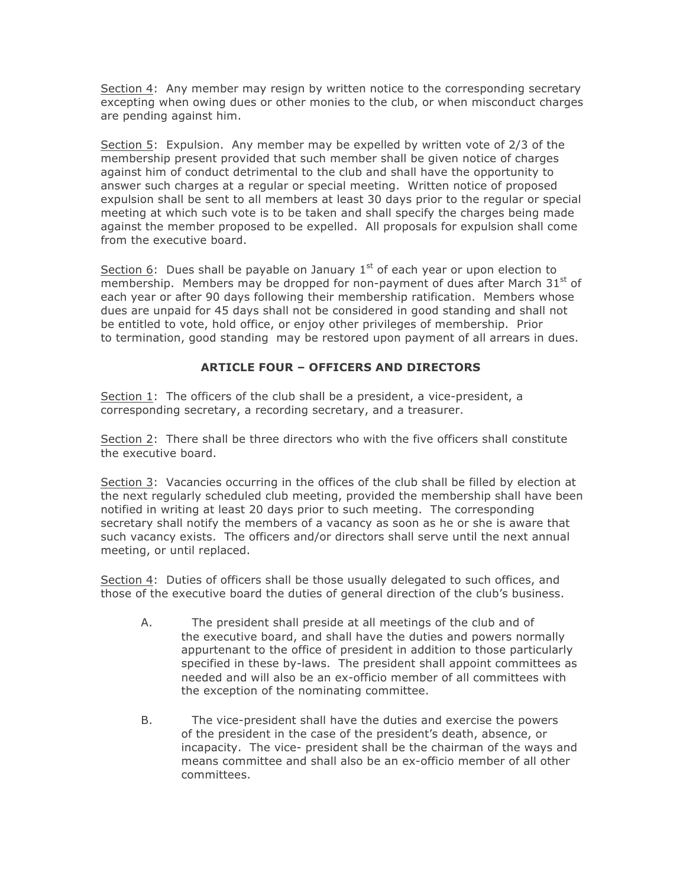Section 4:  Any member may resign by written notice to the corresponding secretary excepting when owing dues or other monies to the club, or when misconduct charges are pending against him.

Section 5:  Expulsion.  Any member may be expelled by written vote of 2/3 of the membership present provided that such member shall be given notice of charges against him of conduct detrimental to the club and shall have the opportunity to answer such charges at a regular or special meeting.  Written notice of proposed expulsion shall be sent to all members at least 30 days prior to the regular or special meeting at which such vote is to be taken and shall specify the charges being made against the member proposed to be expelled.  All proposals for expulsion shall come from the executive board.

Section 6:  Dues shall be payable on January 1st of each year or upon election to membership.  Members may be dropped for non-payment of dues after March 31st of each year or after 90 days following their membership ratification.  Members whose dues are unpaid for 45 days shall not be considered in good standing and shall not be entitled to vote, hold office, or enjoy other privileges of membership.  Prior to termination, good standing may be restored upon payment of all arrears in dues.

## ARTICLE FOUR – OFFICERS AND DIRECTORS

Section 1:  The officers of the club shall be a president, a vice-president, a corresponding secretary, a recording secretary, and a treasurer.

Section 2:  There shall be three directors who with the five officers shall constitute the executive board.

Section 3:  Vacancies occurring in the offices of the club shall be filled by election at the next regularly scheduled club meeting, provided the membership shall have been notified in writing at least 20 days prior to such meeting.  The corresponding secretary shall notify the members of a vacancy as soon as he or she is aware that such vacancy exists.  The officers and/or directors shall serve until the next annual meeting, or until replaced.

Section 4:  Duties of officers shall be those usually delegated to such offices, and those of the executive board the duties of general direction of the club's business.

A. The president shall preside at all meetings of the club and of the executive board, and shall have the duties and powers normally appurtenant to the office of president in addition to those particularly specified in these by-laws.  The president shall appoint committees as needed and will also be an ex-officio member of all committees with the exception of the nominating committee.

B. The vice-president shall have the duties and exercise the powers of the president in the case of the president's death, absence, or incapacity.  The vice- president shall be the chairman of the ways and means committee and shall also be an ex-officio member of all other committees.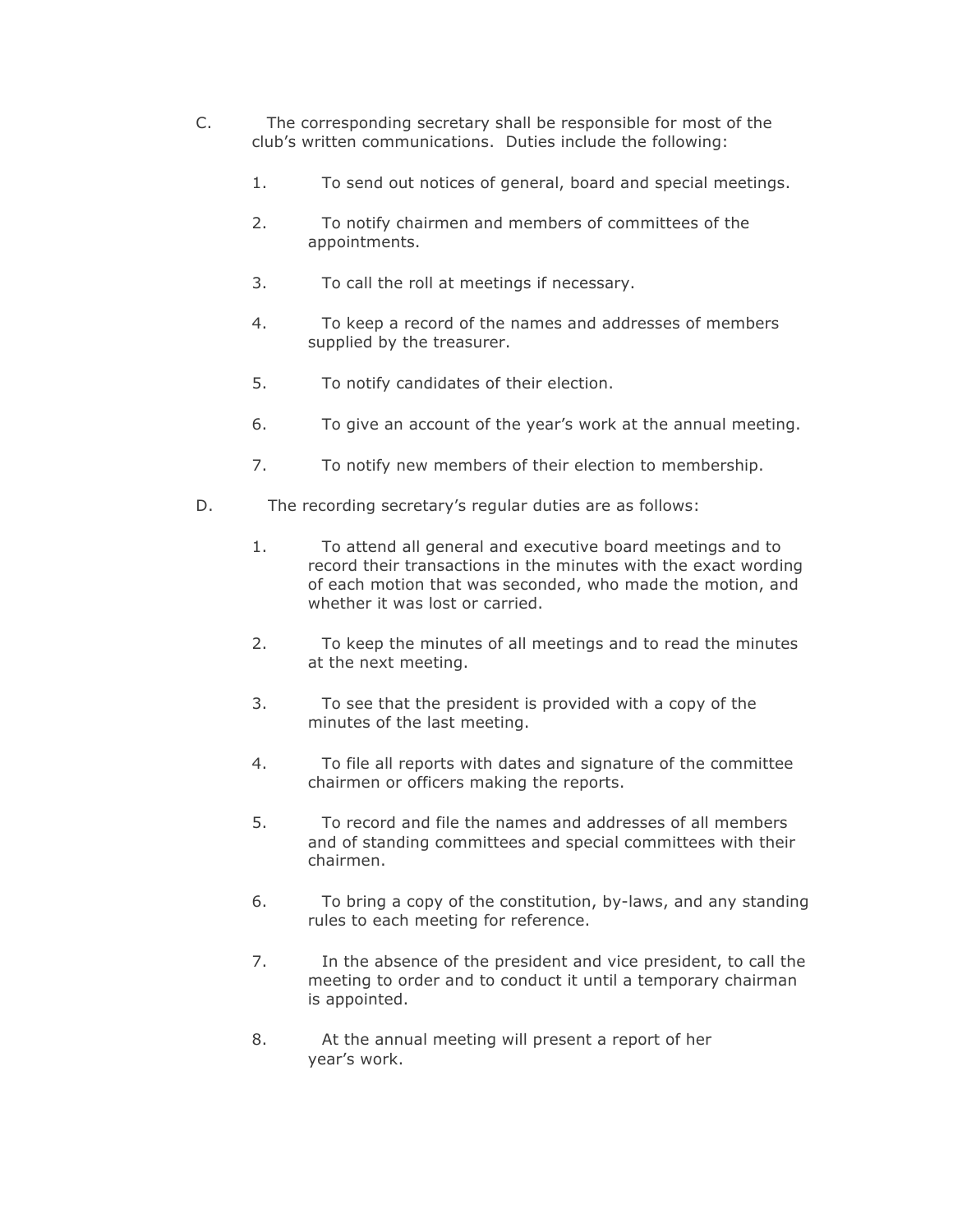C. The corresponding secretary shall be responsible for most of the club's written communications. Duties include the following:

1. To send out notices of general, board and special meetings.

2. To notify chairmen and members of committees of the appointments.

3. To call the roll at meetings if necessary.

4. To keep a record of the names and addresses of members supplied by the treasurer.

5. To notify candidates of their election.

6. To give an account of the year's work at the annual meeting.

7. To notify new members of their election to membership.

D. The recording secretary's regular duties are as follows:

1. To attend all general and executive board meetings and to record their transactions in the minutes with the exact wording of each motion that was seconded, who made the motion, and whether it was lost or carried.

2. To keep the minutes of all meetings and to read the minutes at the next meeting.

3. To see that the president is provided with a copy of the minutes of the last meeting.

4. To file all reports with dates and signature of the committee chairmen or officers making the reports.

5. To record and file the names and addresses of all members and of standing committees and special committees with their chairmen.

6. To bring a copy of the constitution, by-laws, and any standing rules to each meeting for reference.

7. In the absence of the president and vice president, to call the meeting to order and to conduct it until a temporary chairman is appointed.

8. At the annual meeting will present a report of her year's work.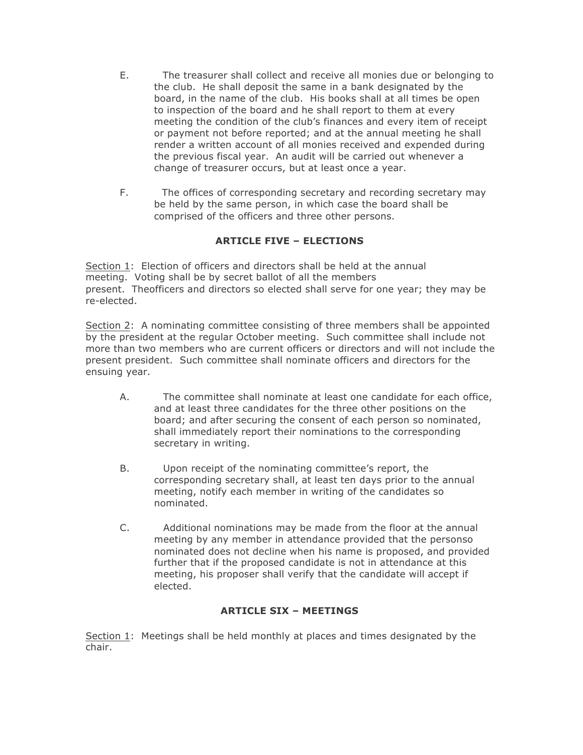E. The treasurer shall collect and receive all monies due or belonging to the club. He shall deposit the same in a bank designated by the board, in the name of the club. His books shall at all times be open to inspection of the board and he shall report to them at every meeting the condition of the club's finances and every item of receipt or payment not before reported; and at the annual meeting he shall render a written account of all monies received and expended during the previous fiscal year. An audit will be carried out whenever a change of treasurer occurs, but at least once a year.

F. The offices of corresponding secretary and recording secretary may be held by the same person, in which case the board shall be comprised of the officers and three other persons.

## ARTICLE FIVE – ELECTIONS

Section 1: Election of officers and directors shall be held at the annual meeting. Voting shall be by secret ballot of all the members present. Theofficers and directors so elected shall serve for one year; they may be re-elected.

Section 2: A nominating committee consisting of three members shall be appointed by the president at the regular October meeting. Such committee shall include not more than two members who are current officers or directors and will not include the present president. Such committee shall nominate officers and directors for the ensuing year.

A. The committee shall nominate at least one candidate for each office, and at least three candidates for the three other positions on the board; and after securing the consent of each person so nominated, shall immediately report their nominations to the corresponding secretary in writing.

B. Upon receipt of the nominating committee's report, the corresponding secretary shall, at least ten days prior to the annual meeting, notify each member in writing of the candidates so nominated.

C. Additional nominations may be made from the floor at the annual meeting by any member in attendance provided that the personso nominated does not decline when his name is proposed, and provided further that if the proposed candidate is not in attendance at this meeting, his proposer shall verify that the candidate will accept if elected.

## ARTICLE SIX – MEETINGS

Section 1: Meetings shall be held monthly at places and times designated by the chair.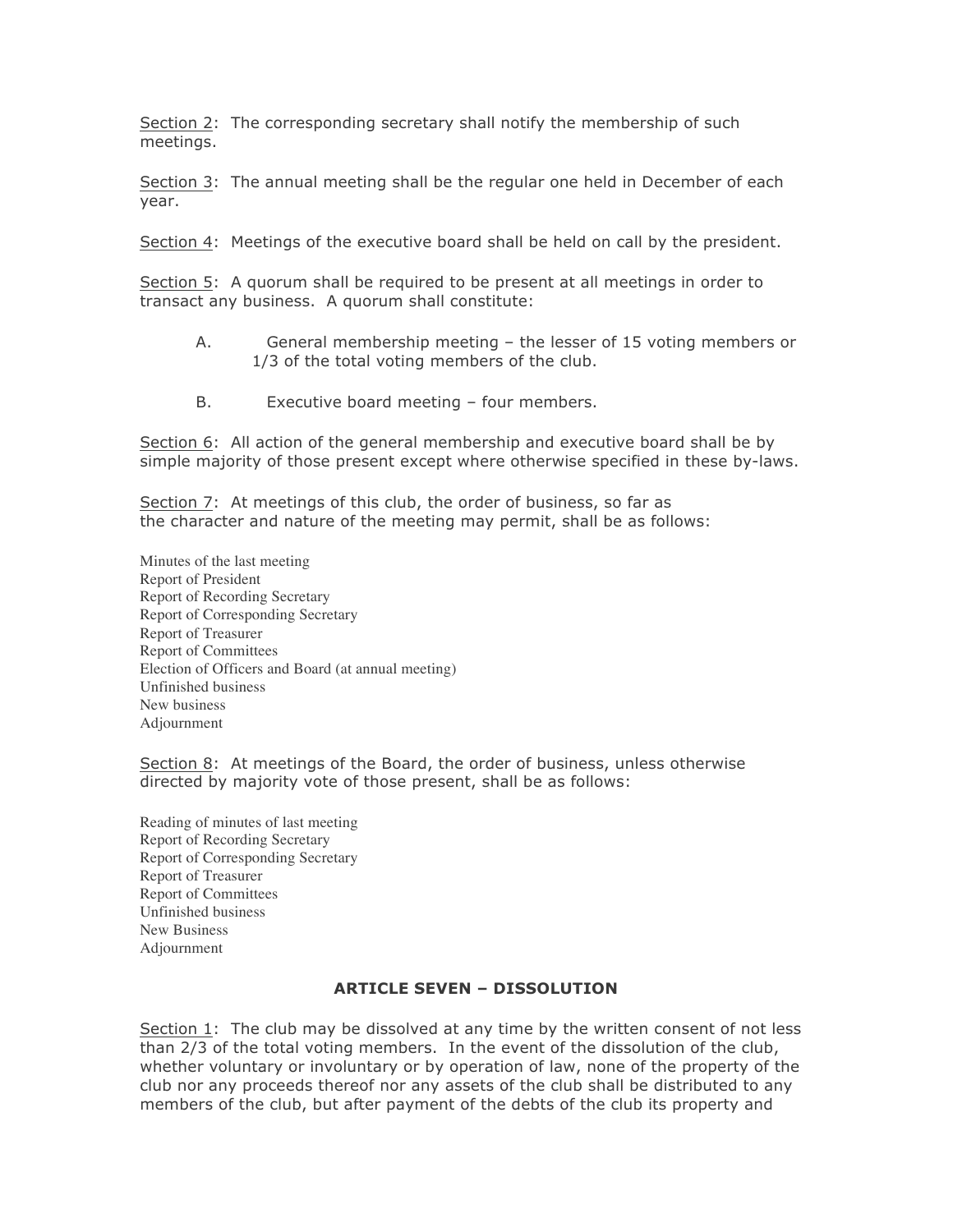Section 2: The corresponding secretary shall notify the membership of such meetings.

Section 3: The annual meeting shall be the regular one held in December of each year.

Section 4: Meetings of the executive board shall be held on call by the president.

Section 5: A quorum shall be required to be present at all meetings in order to transact any business. A quorum shall constitute:

A. General membership meeting – the lesser of 15 voting members or 1/3 of the total voting members of the club.

B. Executive board meeting – four members.

Section 6: All action of the general membership and executive board shall be by simple majority of those present except where otherwise specified in these by-laws.

Section 7: At meetings of this club, the order of business, so far as the character and nature of the meeting may permit, shall be as follows:

Minutes of the last meeting
Report of President
Report of Recording Secretary
Report of Corresponding Secretary
Report of Treasurer
Report of Committees
Election of Officers and Board (at annual meeting)
Unfinished business
New business
Adjournment

Section 8: At meetings of the Board, the order of business, unless otherwise directed by majority vote of those present, shall be as follows:

Reading of minutes of last meeting
Report of Recording Secretary
Report of Corresponding Secretary
Report of Treasurer
Report of Committees
Unfinished business
New Business
Adjournment

## ARTICLE SEVEN – DISSOLUTION

Section 1: The club may be dissolved at any time by the written consent of not less than 2/3 of the total voting members. In the event of the dissolution of the club, whether voluntary or involuntary or by operation of law, none of the property of the club nor any proceeds thereof nor any assets of the club shall be distributed to any members of the club, but after payment of the debts of the club its property and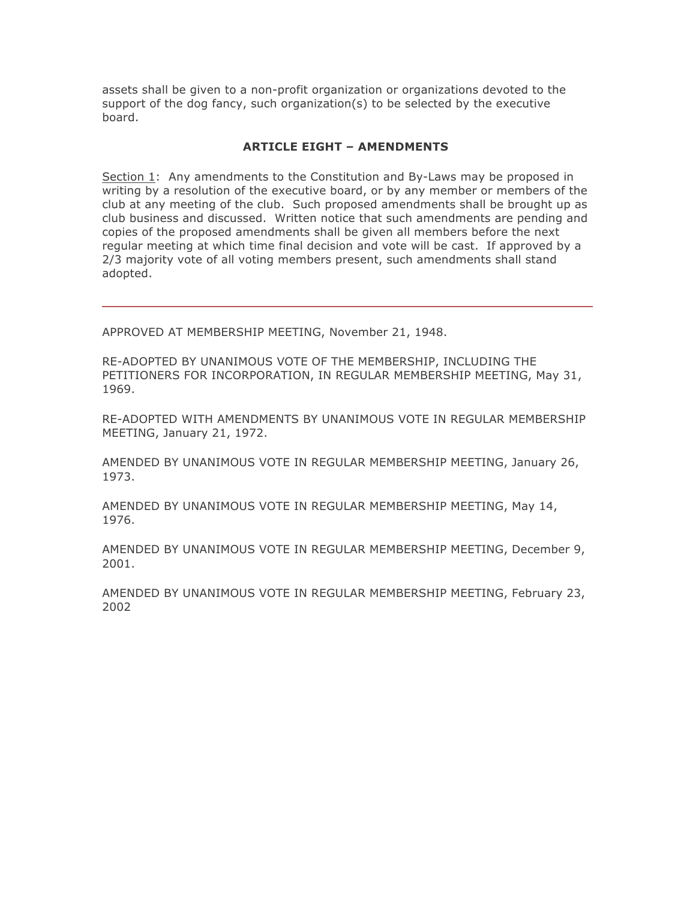assets shall be given to a non-profit organization or organizations devoted to the support of the dog fancy, such organization(s) to be selected by the executive board.

## ARTICLE EIGHT – AMENDMENTS

Section 1: Any amendments to the Constitution and By-Laws may be proposed in writing by a resolution of the executive board, or by any member or members of the club at any meeting of the club. Such proposed amendments shall be brought up as club business and discussed. Written notice that such amendments are pending and copies of the proposed amendments shall be given all members before the next regular meeting at which time final decision and vote will be cast. If approved by a 2/3 majority vote of all voting members present, such amendments shall stand adopted.

---

APPROVED AT MEMBERSHIP MEETING, November 21, 1948.

RE-ADOPTED BY UNANIMOUS VOTE OF THE MEMBERSHIP, INCLUDING THE PETITIONERS FOR INCORPORATION, IN REGULAR MEMBERSHIP MEETING, May 31, 1969.

RE-ADOPTED WITH AMENDMENTS BY UNANIMOUS VOTE IN REGULAR MEMBERSHIP MEETING, January 21, 1972.

AMENDED BY UNANIMOUS VOTE IN REGULAR MEMBERSHIP MEETING, January 26, 1973.

AMENDED BY UNANIMOUS VOTE IN REGULAR MEMBERSHIP MEETING, May 14, 1976.

AMENDED BY UNANIMOUS VOTE IN REGULAR MEMBERSHIP MEETING, December 9, 2001.

AMENDED BY UNANIMOUS VOTE IN REGULAR MEMBERSHIP MEETING, February 23, 2002